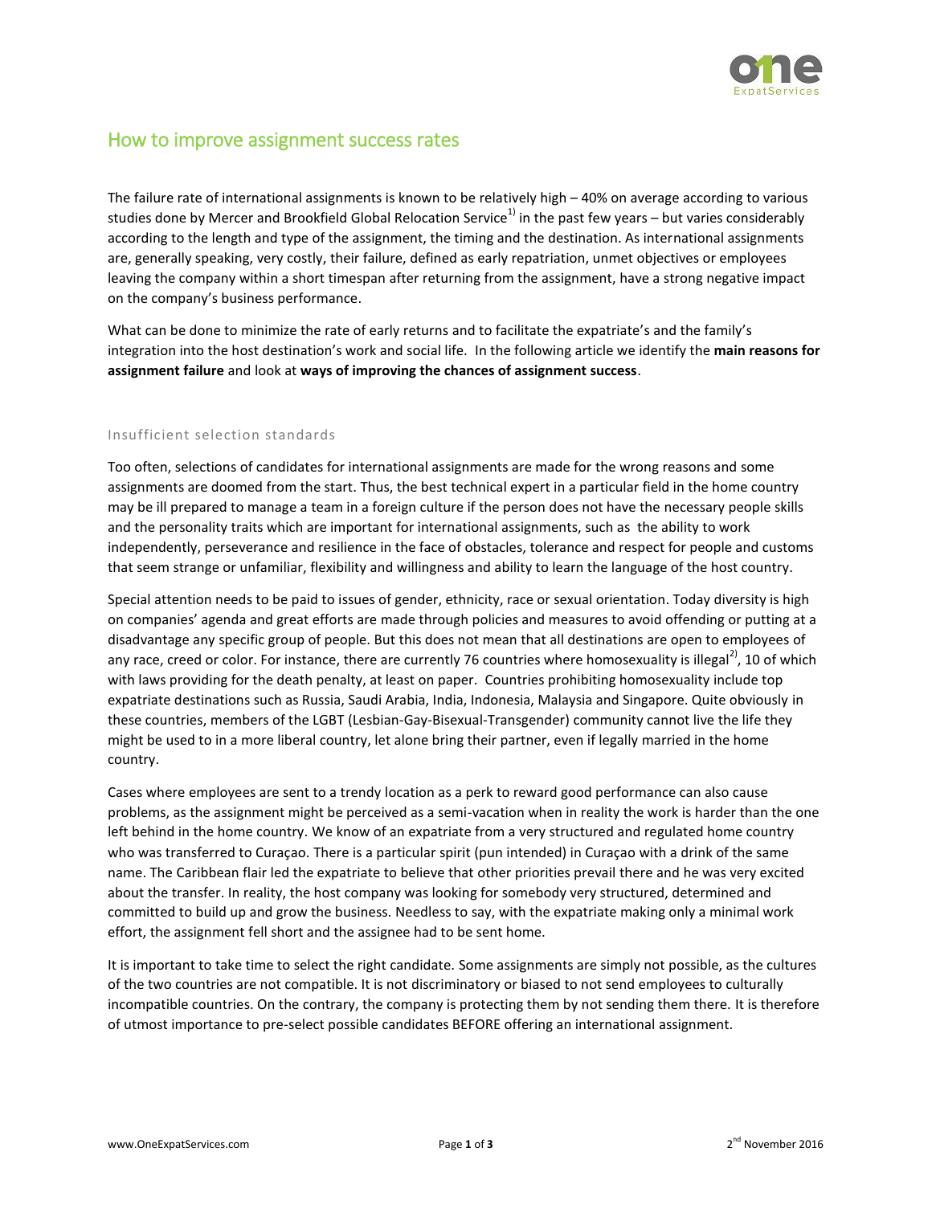# How to improve assignment success rates

The failure rate of international assignments is known to be relatively high – 40% on average according to various studies done by Mercer and Brookfield Global Relocation Service[1)] in the past few years – but varies considerably according to the length and type of the assignment, the timing and the destination. As international assignments are, generally speaking, very costly, their failure, defined as early repatriation, unmet objectives or employees leaving the company within a short timespan after returning from the assignment, have a strong negative impact on the company's business performance.

What can be done to minimize the rate of early returns and to facilitate the expatriate's and the family's integration into the host destination's work and social life. In the following article we identify the **main reasons for assignment failure** and look at **ways of improving the chances of assignment success**.

## Insufficient selection standards

Too often, selections of candidates for international assignments are made for the wrong reasons and some assignments are doomed from the start. Thus, the best technical expert in a particular field in the home country may be ill prepared to manage a team in a foreign culture if the person does not have the necessary people skills and the personality traits which are important for international assignments, such as the ability to work independently, perseverance and resilience in the face of obstacles, tolerance and respect for people and customs that seem strange or unfamiliar, flexibility and willingness and ability to learn the language of the host country.

Special attention needs to be paid to issues of gender, ethnicity, race or sexual orientation. Today diversity is high on companies' agenda and great efforts are made through policies and measures to avoid offending or putting at a disadvantage any specific group of people. But this does not mean that all destinations are open to employees of any race, creed or color. For instance, there are currently 76 countries where homosexuality is illegal[2)], 10 of which with laws providing for the death penalty, at least on paper. Countries prohibiting homosexuality include top expatriate destinations such as Russia, Saudi Arabia, India, Indonesia, Malaysia and Singapore. Quite obviously in these countries, members of the LGBT (Lesbian-Gay-Bisexual-Transgender) community cannot live the life they might be used to in a more liberal country, let alone bring their partner, even if legally married in the home country.

Cases where employees are sent to a trendy location as a perk to reward good performance can also cause problems, as the assignment might be perceived as a semi-vacation when in reality the work is harder than the one left behind in the home country. We know of an expatriate from a very structured and regulated home country who was transferred to Curaçao. There is a particular spirit (pun intended) in Curaçao with a drink of the same name. The Caribbean flair led the expatriate to believe that other priorities prevail there and he was very excited about the transfer. In reality, the host company was looking for somebody very structured, determined and committed to build up and grow the business. Needless to say, with the expatriate making only a minimal work effort, the assignment fell short and the assignee had to be sent home.

It is important to take time to select the right candidate. Some assignments are simply not possible, as the cultures of the two countries are not compatible. It is not discriminatory or biased to not send employees to culturally incompatible countries. On the contrary, the company is protecting them by not sending them there. It is therefore of utmost importance to pre-select possible candidates BEFORE offering an international assignment.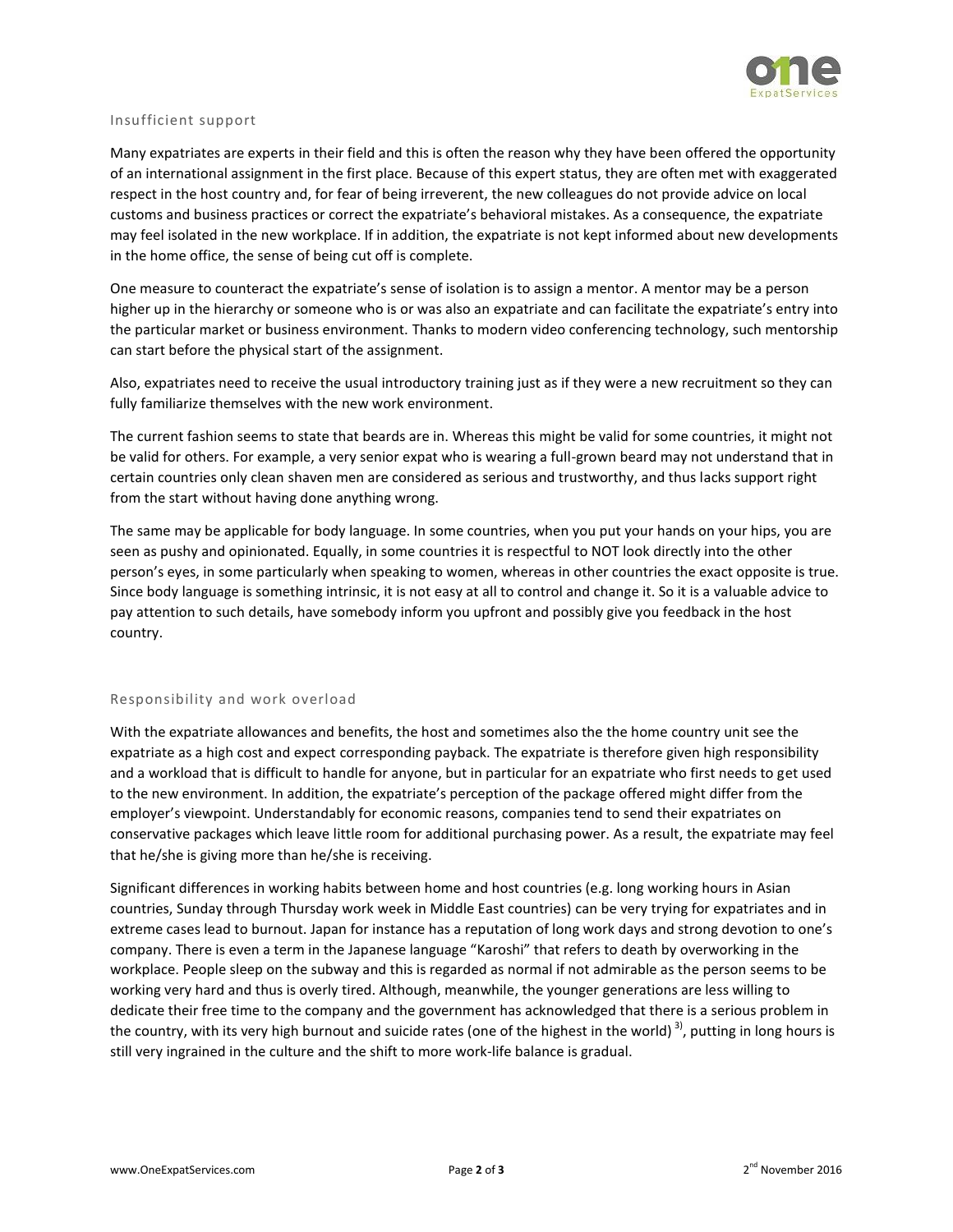## Insufficient support

Many expatriates are experts in their field and this is often the reason why they have been offered the opportunity of an international assignment in the first place. Because of this expert status, they are often met with exaggerated respect in the host country and, for fear of being irreverent, the new colleagues do not provide advice on local customs and business practices or correct the expatriate's behavioral mistakes. As a consequence, the expatriate may feel isolated in the new workplace. If in addition, the expatriate is not kept informed about new developments in the home office, the sense of being cut off is complete.

One measure to counteract the expatriate's sense of isolation is to assign a mentor. A mentor may be a person higher up in the hierarchy or someone who is or was also an expatriate and can facilitate the expatriate's entry into the particular market or business environment. Thanks to modern video conferencing technology, such mentorship can start before the physical start of the assignment.

Also, expatriates need to receive the usual introductory training just as if they were a new recruitment so they can fully familiarize themselves with the new work environment.

The current fashion seems to state that beards are in. Whereas this might be valid for some countries, it might not be valid for others. For example, a very senior expat who is wearing a full-grown beard may not understand that in certain countries only clean shaven men are considered as serious and trustworthy, and thus lacks support right from the start without having done anything wrong.

The same may be applicable for body language. In some countries, when you put your hands on your hips, you are seen as pushy and opinionated. Equally, in some countries it is respectful to NOT look directly into the other person's eyes, in some particularly when speaking to women, whereas in other countries the exact opposite is true. Since body language is something intrinsic, it is not easy at all to control and change it. So it is a valuable advice to pay attention to such details, have somebody inform you upfront and possibly give you feedback in the host country.

## Responsibility and work overload

With the expatriate allowances and benefits, the host and sometimes also the the home country unit see the expatriate as a high cost and expect corresponding payback. The expatriate is therefore given high responsibility and a workload that is difficult to handle for anyone, but in particular for an expatriate who first needs to get used to the new environment. In addition, the expatriate's perception of the package offered might differ from the employer's viewpoint. Understandably for economic reasons, companies tend to send their expatriates on conservative packages which leave little room for additional purchasing power. As a result, the expatriate may feel that he/she is giving more than he/she is receiving.

Significant differences in working habits between home and host countries (e.g. long working hours in Asian countries, Sunday through Thursday work week in Middle East countries) can be very trying for expatriates and in extreme cases lead to burnout. Japan for instance has a reputation of long work days and strong devotion to one's company. There is even a term in the Japanese language "Karoshi" that refers to death by overworking in the workplace. People sleep on the subway and this is regarded as normal if not admirable as the person seems to be working very hard and thus is overly tired. Although, meanwhile, the younger generations are less willing to dedicate their free time to the company and the government has acknowledged that there is a serious problem in the country, with its very high burnout and suicide rates (one of the highest in the world) [3)], putting in long hours is still very ingrained in the culture and the shift to more work-life balance is gradual.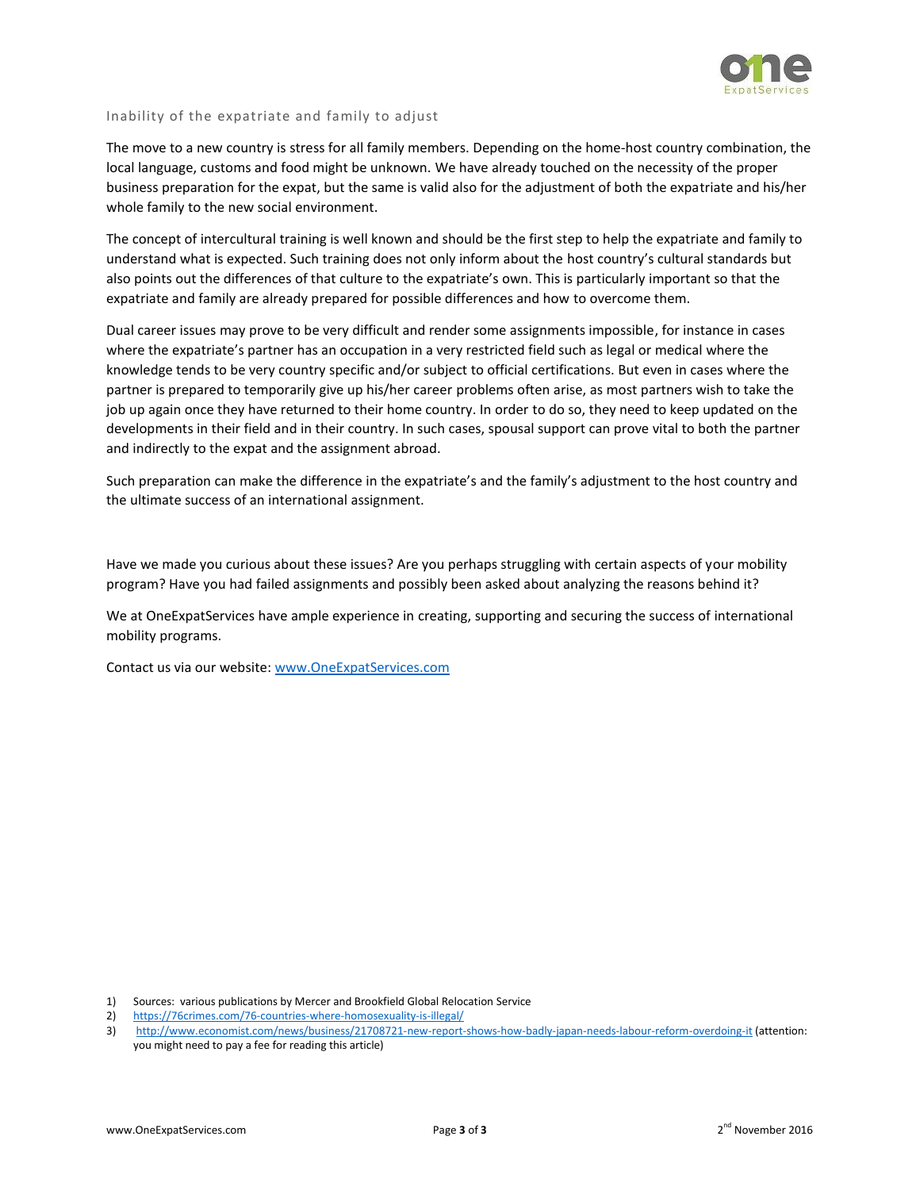## Inability of the expatriate and family to adjust

The move to a new country is stress for all family members. Depending on the home-host country combination, the local language, customs and food might be unknown. We have already touched on the necessity of the proper business preparation for the expat, but the same is valid also for the adjustment of both the expatriate and his/her whole family to the new social environment.

The concept of intercultural training is well known and should be the first step to help the expatriate and family to understand what is expected. Such training does not only inform about the host country's cultural standards but also points out the differences of that culture to the expatriate's own. This is particularly important so that the expatriate and family are already prepared for possible differences and how to overcome them.

Dual career issues may prove to be very difficult and render some assignments impossible, for instance in cases where the expatriate's partner has an occupation in a very restricted field such as legal or medical where the knowledge tends to be very country specific and/or subject to official certifications. But even in cases where the partner is prepared to temporarily give up his/her career problems often arise, as most partners wish to take the job up again once they have returned to their home country. In order to do so, they need to keep updated on the developments in their field and in their country. In such cases, spousal support can prove vital to both the partner and indirectly to the expat and the assignment abroad.

Such preparation can make the difference in the expatriate's and the family's adjustment to the host country and the ultimate success of an international assignment.

Have we made you curious about these issues? Are you perhaps struggling with certain aspects of your mobility program? Have you had failed assignments and possibly been asked about analyzing the reasons behind it?

We at OneExpatServices have ample experience in creating, supporting and securing the success of international mobility programs.

Contact us via our website: [www.OneExpatServices.com](http://www.OneExpatServices.com)

1) Sources: various publications by Mercer and Brookfield Global Relocation Service
2) https://76crimes.com/76-countries-where-homosexuality-is-illegal/
3) http://www.economist.com/news/business/21708721-new-report-shows-how-badly-japan-needs-labour-reform-overdoing-it (attention: you might need to pay a fee for reading this article)